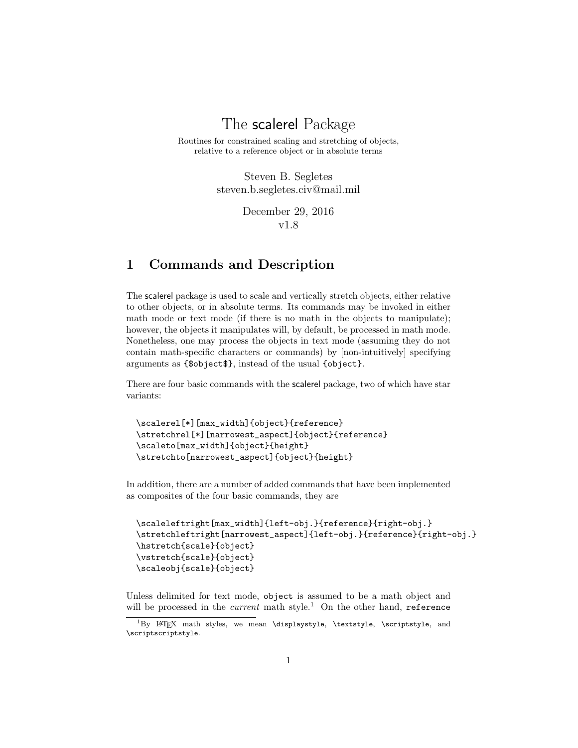# The scalerel Package

Routines for constrained scaling and stretching of objects,
relative to a reference object or in absolute terms

Steven B. Segletes
steven.b.segletes.civ@mail.mil

December 29, 2016
v1.8

## 1 Commands and Description

The scalerel package is used to scale and vertically stretch objects, either relative to other objects, or in absolute terms. Its commands may be invoked in either math mode or text mode (if there is no math in the objects to manipulate); however, the objects it manipulates will, by default, be processed in math mode. Nonetheless, one may process the objects in text mode (assuming they do not contain math-specific characters or commands) by [non-intuitively] specifying arguments as `{$object$}`, instead of the usual `{object}`.

There are four basic commands with the scalerel package, two of which have star variants:

```
\scalerel[*][max_width]{object}{reference}
\stretchrel[*][narrowest_aspect]{object}{reference}
\scaleto[max_width]{object}{height}
\stretchto[narrowest_aspect]{object}{height}
```

In addition, there are a number of added commands that have been implemented as composites of the four basic commands, they are

```
\scaleleftright[max_width]{left-obj.}{reference}{right-obj.}
\stretchleftright[narrowest_aspect]{left-obj.}{reference}{right-obj.}
\hstretch{scale}{object}
\vstretch{scale}{object}
\scaleobj{scale}{object}
```

Unless delimited for text mode, `object` is assumed to be a math object and will be processed in the *current* math style.[1] On the other hand, `reference`

[1] By LaTeX math styles, we mean `\displaystyle`, `\textstyle`, `\scriptstyle`, and `\scriptscriptstyle`.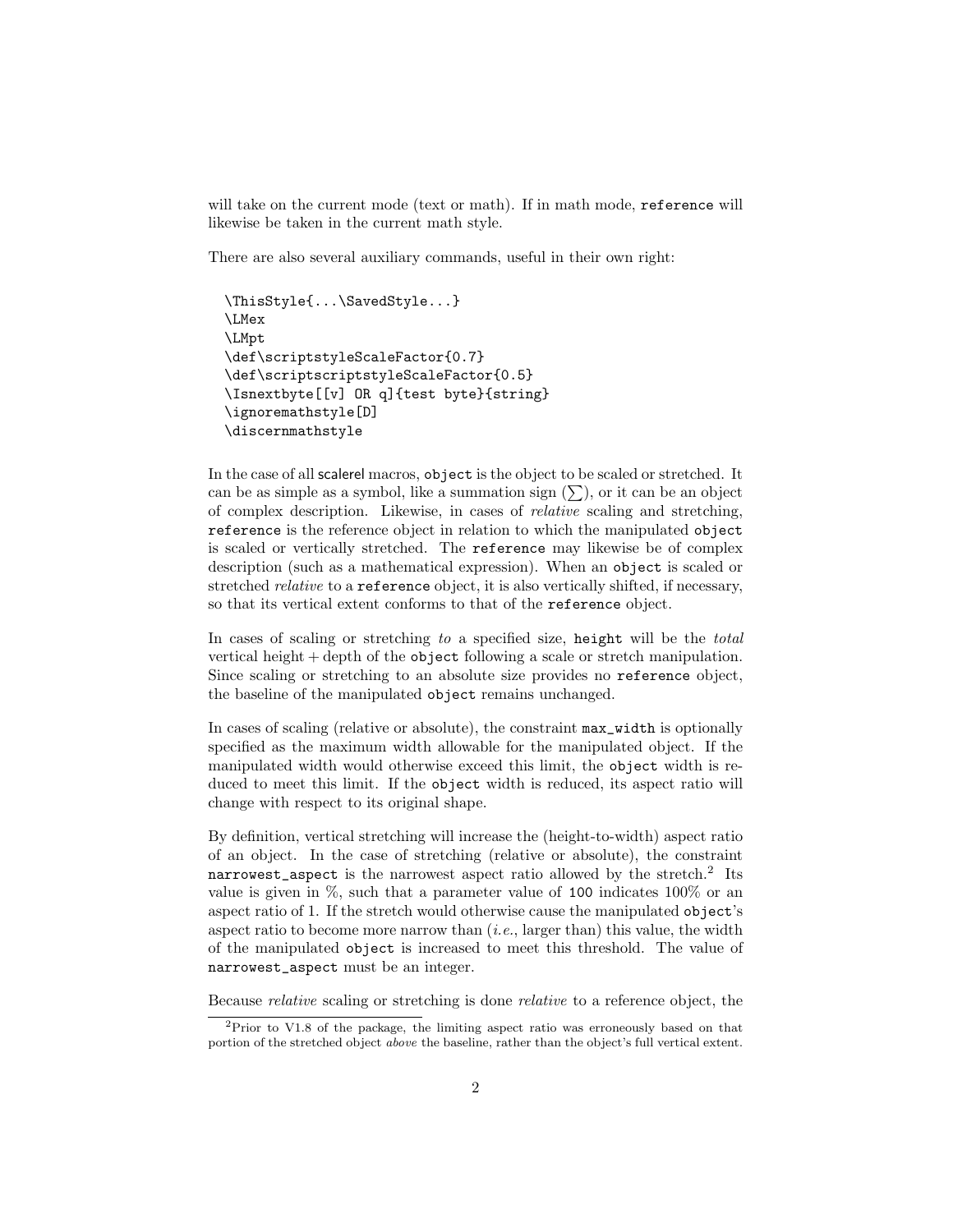will take on the current mode (text or math). If in math mode, `reference` will likewise be taken in the current math style.

There are also several auxiliary commands, useful in their own right:

```
\ThisStyle{...\SavedStyle...}
\LMex
\LMpt
\def\scriptstyleScaleFactor{0.7}
\def\scriptscriptstyleScaleFactor{0.5}
\Isnextbyte[[v] OR q]{test byte}{string}
\ignoremathstyle[D]
\discernmathstyle
```

In the case of all scalerel macros, `object` is the object to be scaled or stretched. It can be as simple as a symbol, like a summation sign ($\sum$), or it can be an object of complex description. Likewise, in cases of *relative* scaling and stretching, `reference` is the reference object in relation to which the manipulated `object` is scaled or vertically stretched. The `reference` may likewise be of complex description (such as a mathematical expression). When an `object` is scaled or stretched *relative* to a `reference` object, it is also vertically shifted, if necessary, so that its vertical extent conforms to that of the `reference` object.

In cases of scaling or stretching *to* a specified size, `height` will be the *total* vertical height + depth of the `object` following a scale or stretch manipulation. Since scaling or stretching to an absolute size provides no `reference` object, the baseline of the manipulated `object` remains unchanged.

In cases of scaling (relative or absolute), the constraint `max_width` is optionally specified as the maximum width allowable for the manipulated object. If the manipulated width would otherwise exceed this limit, the `object` width is reduced to meet this limit. If the `object` width is reduced, its aspect ratio will change with respect to its original shape.

By definition, vertical stretching will increase the (height-to-width) aspect ratio of an object. In the case of stretching (relative or absolute), the constraint `narrowest_aspect` is the narrowest aspect ratio allowed by the stretch.[2] Its value is given in %, such that a parameter value of `100` indicates 100% or an aspect ratio of 1. If the stretch would otherwise cause the manipulated `object`'s aspect ratio to become more narrow than (*i.e.*, larger than) this value, the width of the manipulated `object` is increased to meet this threshold. The value of `narrowest_aspect` must be an integer.

Because *relative* scaling or stretching is done *relative* to a reference object, the

[2] Prior to V1.8 of the package, the limiting aspect ratio was erroneously based on that portion of the stretched object *above* the baseline, rather than the object's full vertical extent.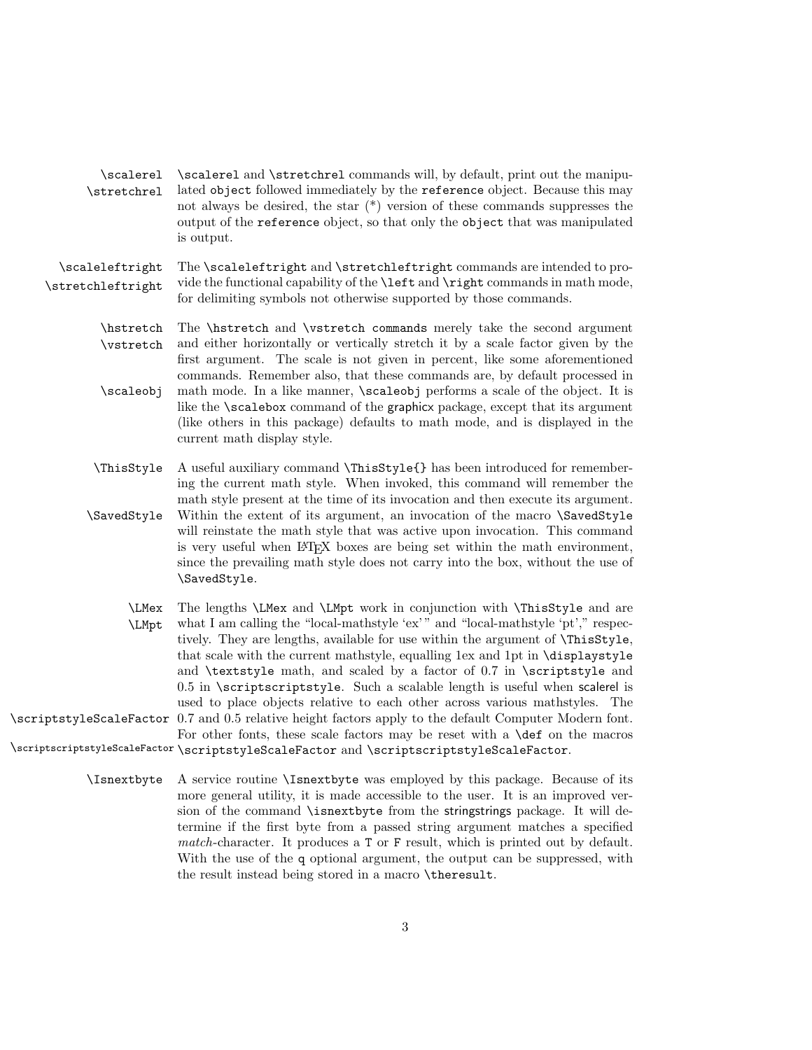`\scalerel` `\stretchrel`

`\scalerel` and `\stretchrel` commands will, by default, print out the manipulated `object` followed immediately by the `reference` object. Because this may not always be desired, the star (*) version of these commands suppresses the output of the `reference` object, so that only the `object` that was manipulated is output.

`\scaleleftright` `\stretchleftright`

The `\scaleleftright` and `\stretchleftright` commands are intended to provide the functional capability of the `\left` and `\right` commands in math mode, for delimiting symbols not otherwise supported by those commands.

`\hstretch` `\vstretch` `\scaleobj`

The `\hstretch` and `\vstretch commands` merely take the second argument and either horizontally or vertically stretch it by a scale factor given by the first argument. The scale is not given in percent, like some aforementioned commands. Remember also, that these commands are, by default processed in math mode. In a like manner, `\scaleobj` performs a scale of the object. It is like the `\scalebox` command of the graphicx package, except that its argument (like others in this package) defaults to math mode, and is displayed in the current math display style.

`\ThisStyle` `\SavedStyle`

A useful auxiliary command `\ThisStyle{}` has been introduced for remembering the current math style. When invoked, this command will remember the math style present at the time of its invocation and then execute its argument. Within the extent of its argument, an invocation of the macro `\SavedStyle` will reinstate the math style that was active upon invocation. This command is very useful when LaTeX boxes are being set within the math environment, since the prevailing math style does not carry into the box, without the use of `\SavedStyle`.

`\LMex` `\LMpt` `\scriptstyleScaleFactor` `\scriptscriptstyleScaleFactor`

The lengths `\LMex` and `\LMpt` work in conjunction with `\ThisStyle` and are what I am calling the "local-mathstyle 'ex'" and "local-mathstyle 'pt'," respectively. They are lengths, available for use within the argument of `\ThisStyle`, that scale with the current mathstyle, equalling 1ex and 1pt in `\displaystyle` and `\textstyle` math, and scaled by a factor of 0.7 in `\scriptstyle` and 0.5 in `\scriptscriptstyle`. Such a scalable length is useful when scalerel is used to place objects relative to each other across various mathstyles. The 0.7 and 0.5 relative height factors apply to the default Computer Modern font. For other fonts, these scale factors may be reset with a `\def` on the macros `\scriptstyleScaleFactor` and `\scriptscriptstyleScaleFactor`.

`\Isnextbyte`

A service routine `\Isnextbyte` was employed by this package. Because of its more general utility, it is made accessible to the user. It is an improved version of the command `\isnextbyte` from the stringstrings package. It will determine if the first byte from a passed string argument matches a specified *match*-character. It produces a `T` or `F` result, which is printed out by default. With the use of the `q` optional argument, the output can be suppressed, with the result instead being stored in a macro `\theresult`.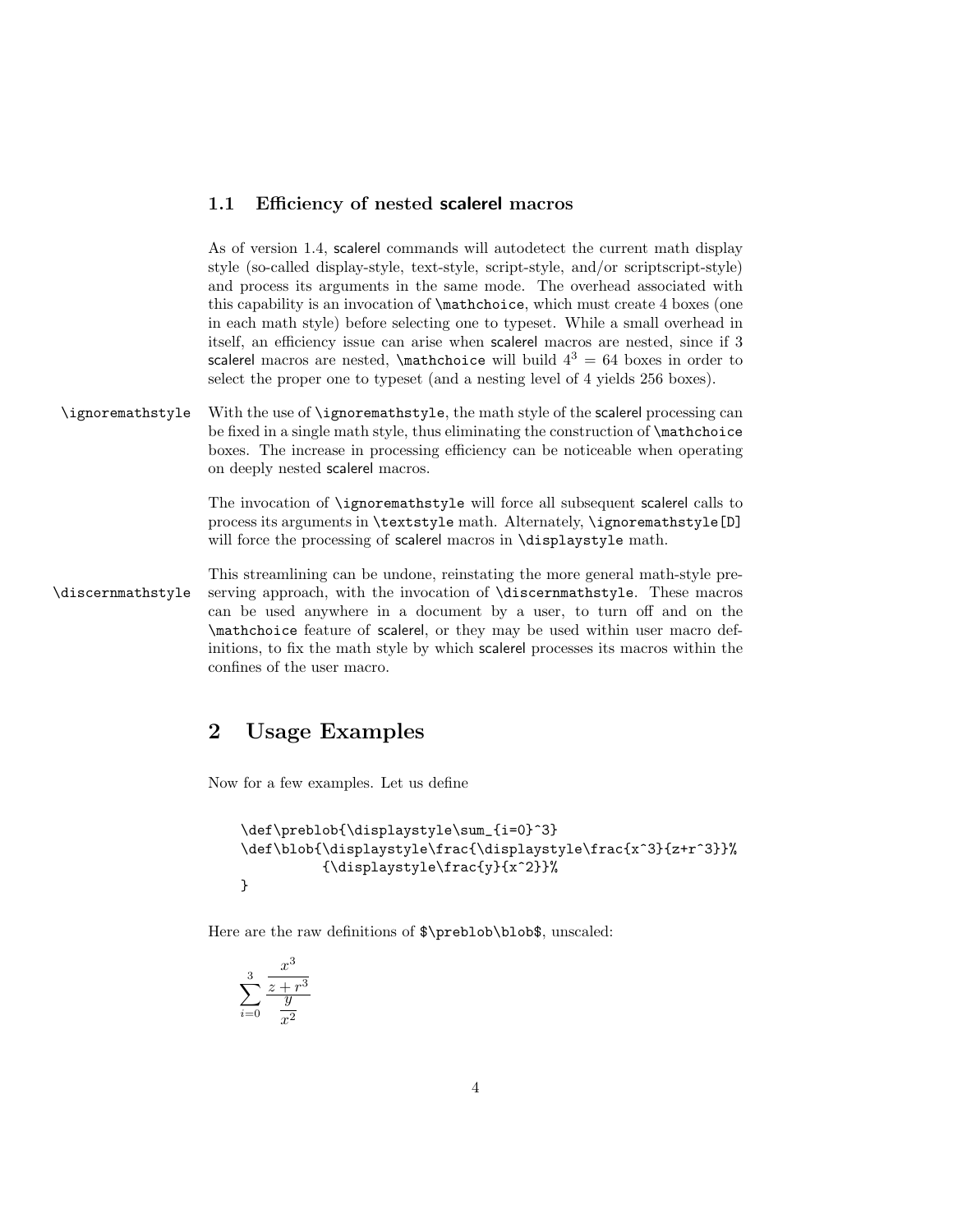### 1.1 Efficiency of nested scalerel macros

As of version 1.4, scalerel commands will autodetect the current math display style (so-called display-style, text-style, script-style, and/or scriptscript-style) and process its arguments in the same mode. The overhead associated with this capability is an invocation of `\mathchoice`, which must create 4 boxes (one in each math style) before selecting one to typeset. While a small overhead in itself, an efficiency issue can arise when scalerel macros are nested, since if 3 scalerel macros are nested, `\mathchoice` will build $4^3 = 64$ boxes in order to select the proper one to typeset (and a nesting level of 4 yields 256 boxes).

`\ignoremathstyle` With the use of `\ignoremathstyle`, the math style of the scalerel processing can be fixed in a single math style, thus eliminating the construction of `\mathchoice` boxes. The increase in processing efficiency can be noticeable when operating on deeply nested scalerel macros.

The invocation of `\ignoremathstyle` will force all subsequent scalerel calls to process its arguments in `\textstyle` math. Alternately, `\ignoremathstyle[D]` will force the processing of scalerel macros in `\displaystyle` math.

`\discernmathstyle` This streamlining can be undone, reinstating the more general math-style preserving approach, with the invocation of `\discernmathstyle`. These macros can be used anywhere in a document by a user, to turn off and on the `\mathchoice` feature of scalerel, or they may be used within user macro definitions, to fix the math style by which scalerel processes its macros within the confines of the user macro.

## 2 Usage Examples

Now for a few examples. Let us define

```
\def\preblob{\displaystyle\sum_{i=0}^3}
\def\blob{\displaystyle\frac{\displaystyle\frac{x^3}{z+r^3}}%
          {\displaystyle\frac{y}{x^2}}%
}
```

Here are the raw definitions of `$\preblob\blob$`, unscaled:

$$\displaystyle\sum_{i=0}^3\displaystyle\frac{\displaystyle\frac{x^3}{z+r^3}}{\displaystyle\frac{y}{x^2}}$$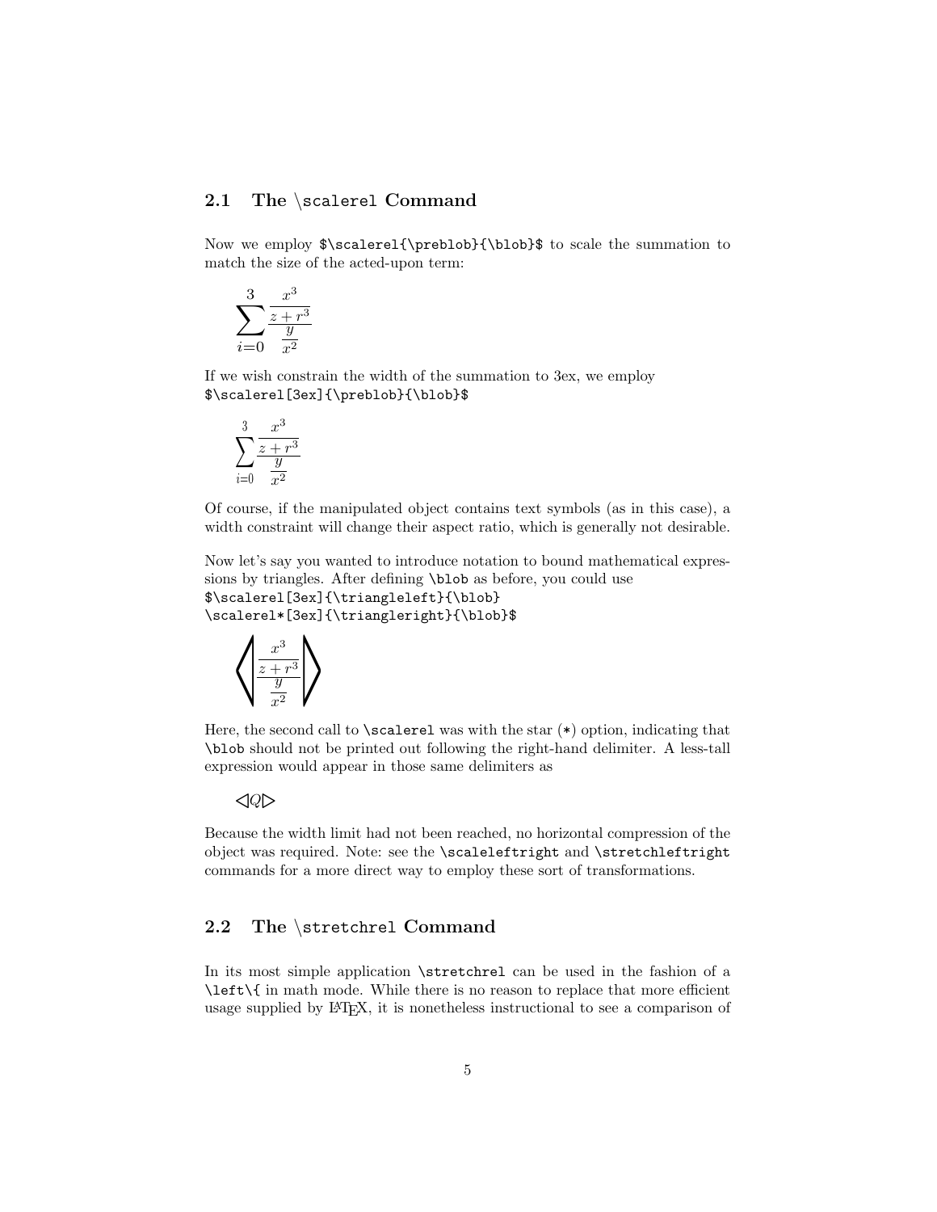### 2.1 The \scalerel Command

Now we employ `$\scalerel{\preblob}{\blob}$` to scale the summation to match the size of the acted-upon term:

$$\sum_{i=0}^{3} \frac{x^3}{\frac{z+r^3}{\frac{y}{x^2}}}$$

If we wish constrain the width of the summation to 3ex, we employ `$\scalerel[3ex]{\preblob}{\blob}$`

$$\sum_{i=0}^{3} \frac{x^3}{\frac{z+r^3}{\frac{y}{x^2}}}$$

Of course, if the manipulated object contains text symbols (as in this case), a width constraint will change their aspect ratio, which is generally not desirable.

Now let's say you wanted to introduce notation to bound mathematical expressions by triangles. After defining `\blob` as before, you could use `$\scalerel[3ex]{\triangleleft}{\blob}`
`\scalerel*[3ex]{\triangleright}{\blob}$`

$$\triangleleft \frac{x^3}{\frac{z+r^3}{\frac{y}{x^2}}} \triangleright$$

Here, the second call to `\scalerel` was with the star (`*`) option, indicating that `\blob` should not be printed out following the right-hand delimiter. A less-tall expression would appear in those same delimiters as

$$\triangleleft Q \triangleright$$

Because the width limit had not been reached, no horizontal compression of the object was required. Note: see the `\scaleleftright` and `\stretchleftright` commands for a more direct way to employ these sort of transformations.

### 2.2 The \stretchrel Command

In its most simple application `\stretchrel` can be used in the fashion of a `\left\{` in math mode. While there is no reason to replace that more efficient usage supplied by LaTeX, it is nonetheless instructional to see a comparison of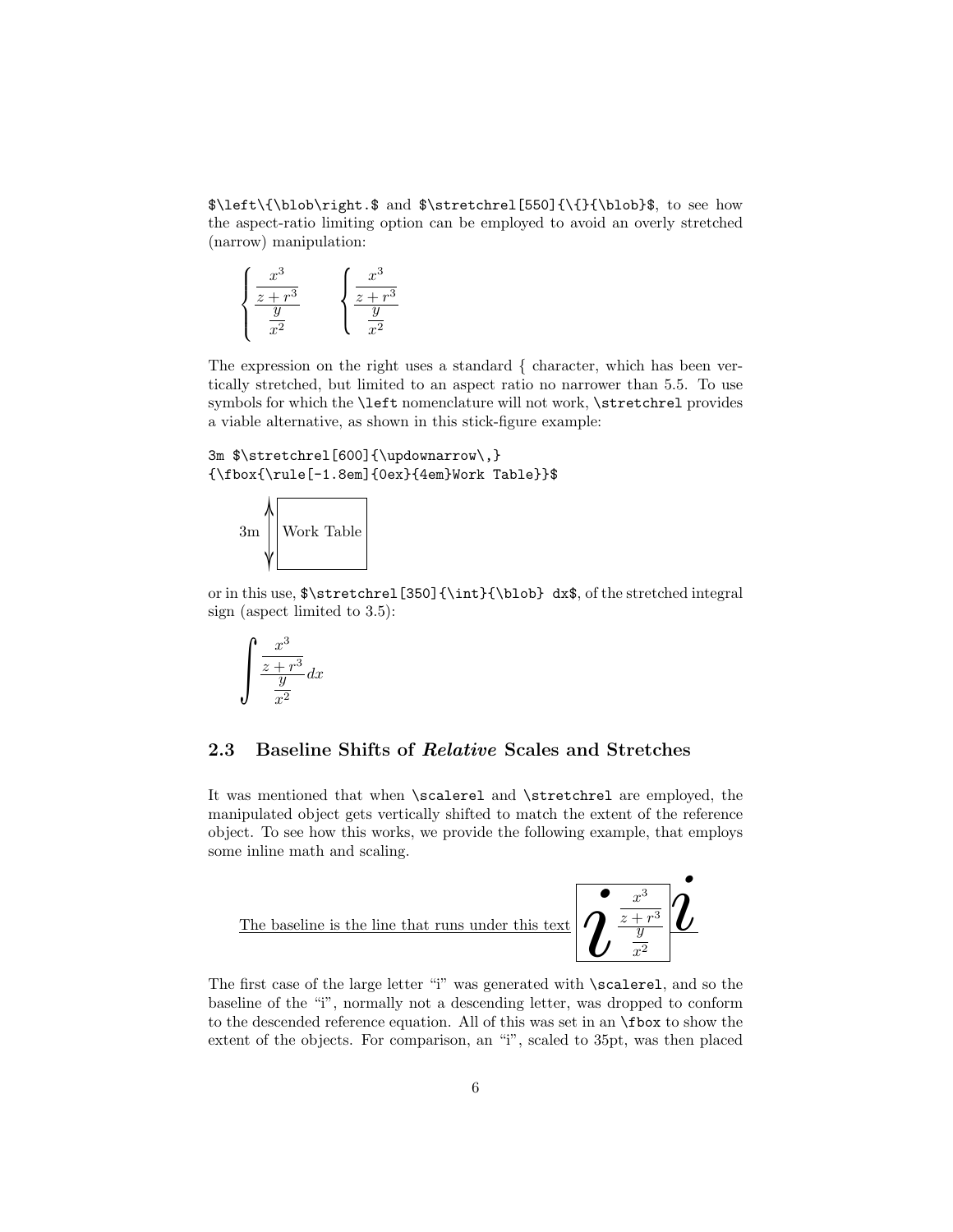`$\left\{\blob\right.$` and `$\stretchrel[550]{\{}{\blob}$`, to see how the aspect-ratio limiting option can be employed to avoid an overly stretched (narrow) manipulation:

$$\left\{\frac{\frac{x^3}{z+r^3}}{\frac{y}{x^2}}\right. \qquad \left\{\frac{\frac{x^3}{z+r^3}}{\frac{y}{x^2}}\right.$$

The expression on the right uses a standard { character, which has been vertically stretched, but limited to an aspect ratio no narrower than 5.5. To use symbols for which the `\left` nomenclature will not work, `\stretchrel` provides a viable alternative, as shown in this stick-figure example:

```
3m $\stretchrel[600]{\updownarrow\,}
{\fbox{\rule[-1.8em]{0ex}{4em}Work Table}}$
```

3m $\updownarrow$ Work Table

or in this use, `$\stretchrel[350]{\int}{\blob} dx$`, of the stretched integral sign (aspect limited to 3.5):

$$\int \frac{\frac{x^3}{z+r^3}}{\frac{y}{x^2}} dx$$

## 2.3 Baseline Shifts of *Relative* Scales and Stretches

It was mentioned that when `\scalerel` and `\stretchrel` are employed, the manipulated object gets vertically shifted to match the extent of the reference object. To see how this works, we provide the following example, that employs some inline math and scaling.

The baseline is the line that runs under this text $i \; \frac{\frac{x^3}{z+r^3}}{\frac{y}{x^2}} \; i$

The first case of the large letter "i" was generated with `\scalerel`, and so the baseline of the "i", normally not a descending letter, was dropped to conform to the descended reference equation. All of this was set in an `\fbox` to show the extent of the objects. For comparison, an "i", scaled to 35pt, was then placed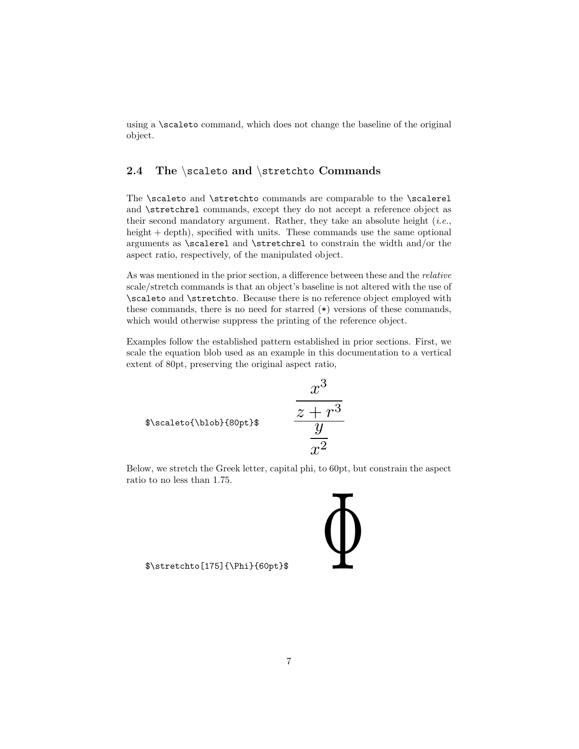using a `\scaleto` command, which does not change the baseline of the original object.

### 2.4 The \scaleto and \stretchto Commands

The `\scaleto` and `\stretchto` commands are comparable to the `\scalerel` and `\stretchrel` commands, except they do not accept a reference object as their second mandatory argument. Rather, they take an absolute height (*i.e.*, height + depth), specified with units. These commands use the same optional arguments as `\scalerel` and `\stretchrel` to constrain the width and/or the aspect ratio, respectively, of the manipulated object.

As was mentioned in the prior section, a difference between these and the *relative* scale/stretch commands is that an object's baseline is not altered with the use of `\scaleto` and `\stretchto`. Because there is no reference object employed with these commands, there is no need for starred (`*`) versions of these commands, which would otherwise suppress the printing of the reference object.

Examples follow the established pattern established in prior sections. First, we scale the equation blob used as an example in this documentation to a vertical extent of 80pt, preserving the original aspect ratio,

```
$\scaleto{\blob}{80pt}$
```

$$\frac{\frac{x^3}{z+r^3}}{\frac{y}{x^2}}$$

Below, we stretch the Greek letter, capital phi, to 60pt, but constrain the aspect ratio to no less than 1.75.

```
$\stretchto[175]{\Phi}{60pt}$
```

$$\Phi$$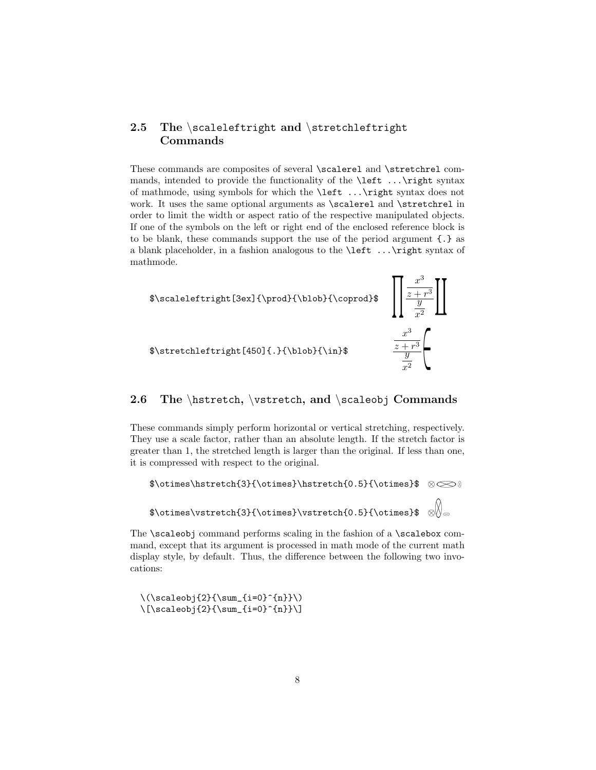### 2.5 The \scaleleftright and \stretchleftright Commands

These commands are composites of several `\scalerel` and `\stretchrel` commands, intended to provide the functionality of the `\left ...\right` syntax of mathmode, using symbols for which the `\left ...\right` syntax does not work. It uses the same optional arguments as `\scalerel` and `\stretchrel` in order to limit the width or aspect ratio of the respective manipulated objects. If one of the symbols on the left or right end of the enclosed reference block is to be blank, these commands support the use of the period argument `{.}` as a blank placeholder, in a fashion analogous to the `\left ...\right` syntax of mathmode.

```
$\scaleleftright[3ex]{\prod}{\blob}{\coprod}$
```

$$\prod \frac{\frac{x^3}{z+r^3}}{\frac{y}{x^2}} \coprod$$

```
$\stretchleftright[450]{.}{\blob}{\in}$
```

$$\frac{\frac{x^3}{z+r^3}}{\frac{y}{x^2}} \in$$

### 2.6 The \hstretch, \vstretch, and \scaleobj Commands

These commands simply perform horizontal or vertical stretching, respectively. They use a scale factor, rather than an absolute length. If the stretch factor is greater than 1, the stretched length is larger than the original. If less than one, it is compressed with respect to the original.

```
$\otimes\hstretch{3}{\otimes}\hstretch{0.5}{\otimes}$
```

$\otimes \otimes \otimes$

```
$\otimes\vstretch{3}{\otimes}\vstretch{0.5}{\otimes}$
```

$\otimes \otimes \otimes$

The `\scaleobj` command performs scaling in the fashion of a `\scalebox` command, except that its argument is processed in math mode of the current math display style, by default. Thus, the difference between the following two invocations:

```
\(\scaleobj{2}{\sum_{i=0}^{n}}\)
\[\scaleobj{2}{\sum_{i=0}^{n}}\]
```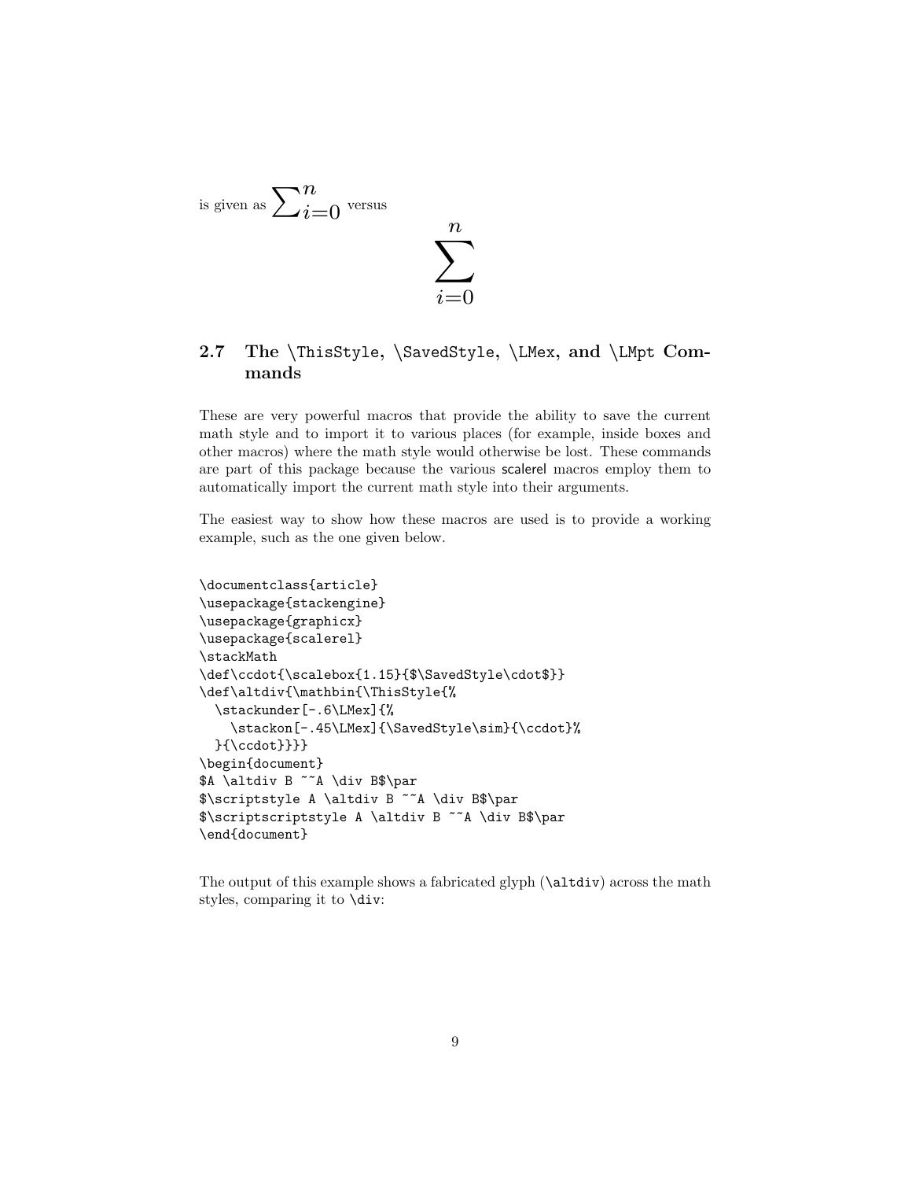is given as $\sum_{i=0}^{n}$ versus

$$\sum_{i=0}^{n}$$

### 2.7 The \ThisStyle, \SavedStyle, \LMex, and \LMpt Commands

These are very powerful macros that provide the ability to save the current math style and to import it to various places (for example, inside boxes and other macros) where the math style would otherwise be lost. These commands are part of this package because the various scalerel macros employ them to automatically import the current math style into their arguments.

The easiest way to show how these macros are used is to provide a working example, such as the one given below.

```
\documentclass{article}
\usepackage{stackengine}
\usepackage{graphicx}
\usepackage{scalerel}
\stackMath
\def\ccdot{\scalebox{1.15}{$\SavedStyle\cdot$}}
\def\altdiv{\mathbin{\ThisStyle{%
  \stackunder[-.6\LMex]{%
    \stackon[-.45\LMex]{\SavedStyle\sim}{\ccdot}%
  }{\ccdot}}}}
\begin{document}
$A \altdiv B ~~A \div B$\par
$\scriptstyle A \altdiv B ~~A \div B$\par
$\scriptscriptstyle A \altdiv B ~~A \div B$\par
\end{document}
```

The output of this example shows a fabricated glyph (\altdiv) across the math styles, comparing it to \div: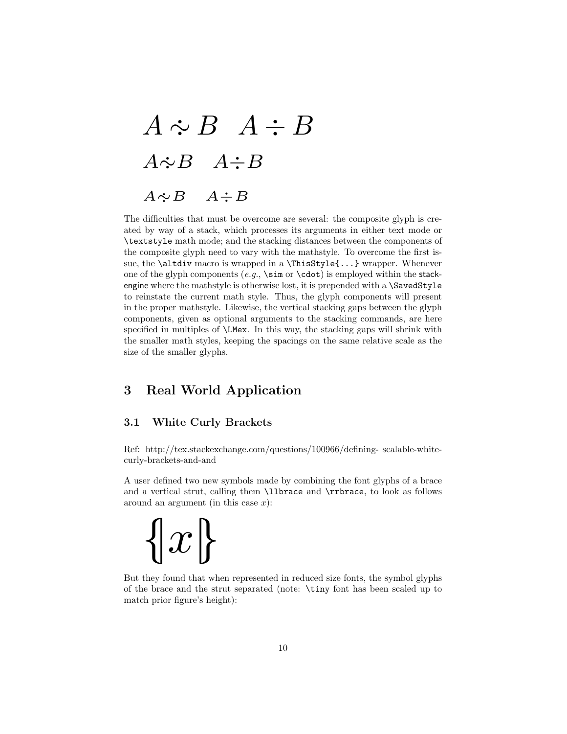$$A \mathrel{\dot{\sim}} B \quad A \div B$$

$$\scriptstyle A \mathrel{\dot{\sim}} B \quad A \div B$$

$$\scriptscriptstyle A \mathrel{\dot{\sim}} B \quad A \div B$$

The difficulties that must be overcome are several: the composite glyph is created by way of a stack, which processes its arguments in either text mode or `\textstyle` math mode; and the stacking distances between the components of the composite glyph need to vary with the mathstyle. To overcome the first issue, the `\altdiv` macro is wrapped in a `\ThisStyle{...}` wrapper. Whenever one of the glyph components (*e.g.*, `\sim` or `\cdot`) is employed within the stackengine where the mathstyle is otherwise lost, it is prepended with a `\SavedStyle` to reinstate the current math style. Thus, the glyph components will present in the proper mathstyle. Likewise, the vertical stacking gaps between the glyph components, given as optional arguments to the stacking commands, are here specified in multiples of `\LMex`. In this way, the stacking gaps will shrink with the smaller math styles, keeping the spacings on the same relative scale as the size of the smaller glyphs.

## 3 Real World Application

### 3.1 White Curly Brackets

Ref: http://tex.stackexchange.com/questions/100966/defining- scalable-white-curly-brackets-and-and

A user defined two new symbols made by combining the font glyphs of a brace and a vertical strut, calling them `\llbrace` and `\rrbrace`, to look as follows around an argument (in this case $x$):

$$\{\!|\, x \,|\!\}$$

But they found that when represented in reduced size fonts, the symbol glyphs of the brace and the strut separated (note: `\tiny` font has been scaled up to match prior figure's height):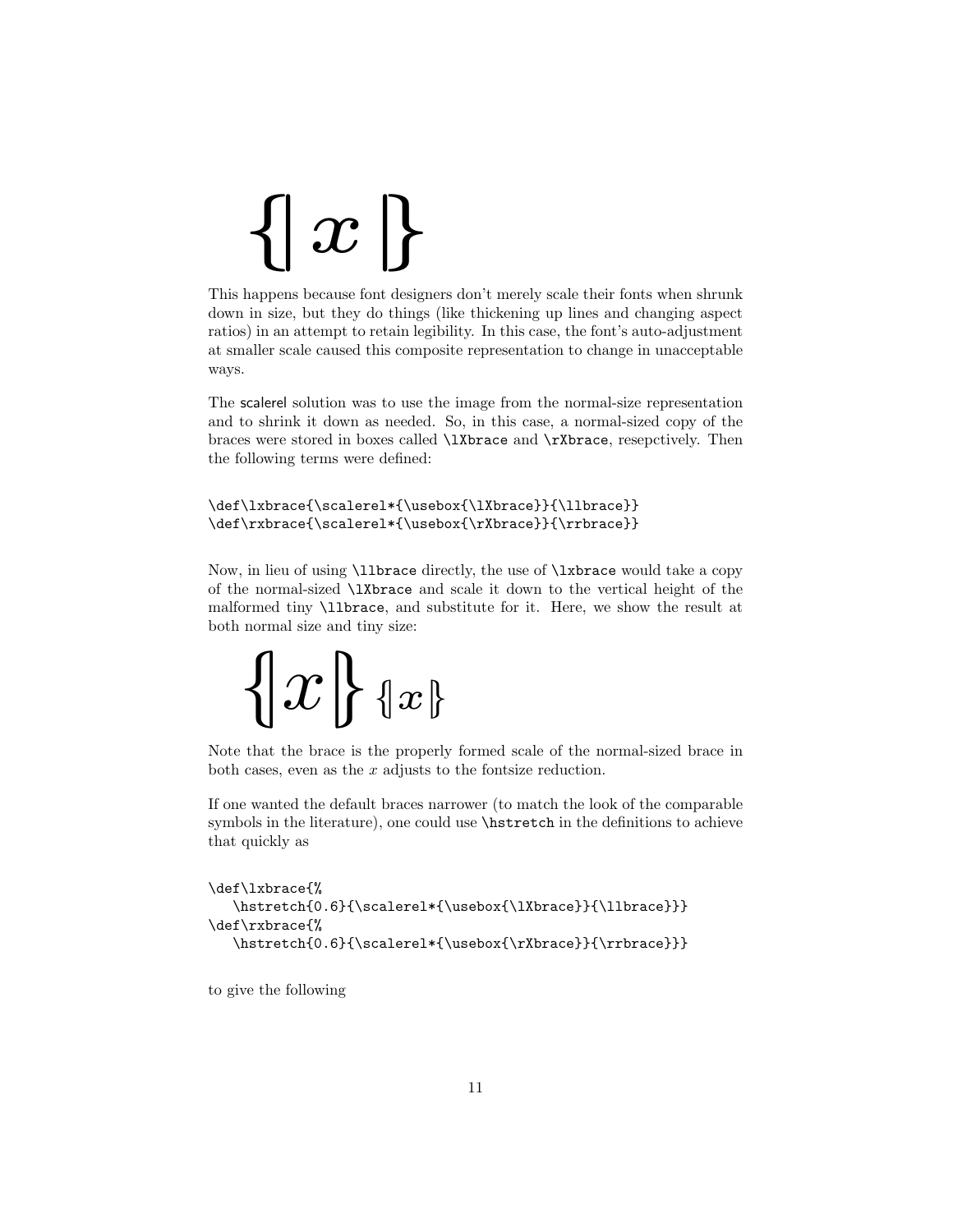$$\{\!|\, x \,|\!\}$$

This happens because font designers don't merely scale their fonts when shrunk down in size, but they do things (like thickening up lines and changing aspect ratios) in an attempt to retain legibility. In this case, the font's auto-adjustment at smaller scale caused this composite representation to change in unacceptable ways.

The scalerel solution was to use the image from the normal-size representation and to shrink it down as needed. So, in this case, a normal-sized copy of the braces were stored in boxes called `\lXbrace` and `\rXbrace`, resepctively. Then the following terms were defined:

```
\def\lxbrace{\scalerel*{\usebox{\lXbrace}}{\llbrace}}
\def\rxbrace{\scalerel*{\usebox{\rXbrace}}{\rrbrace}}
```

Now, in lieu of using `\llbrace` directly, the use of `\lxbrace` would take a copy of the normal-sized `\lXbrace` and scale it down to the vertical height of the malformed tiny `\llbrace`, and substitute for it. Here, we show the result at both normal size and tiny size:

$$\{\!|\, x \,|\!\} \; \{\!|x|\!\}$$

Note that the brace is the properly formed scale of the normal-sized brace in both cases, even as the $x$ adjusts to the fontsize reduction.

If one wanted the default braces narrower (to match the look of the comparable symbols in the literature), one could use `\hstretch` in the definitions to achieve that quickly as

```
\def\lxbrace{%
   \hstretch{0.6}{\scalerel*{\usebox{\lXbrace}}{\llbrace}}}
\def\rxbrace{%
   \hstretch{0.6}{\scalerel*{\usebox{\rXbrace}}{\rrbrace}}}
```

to give the following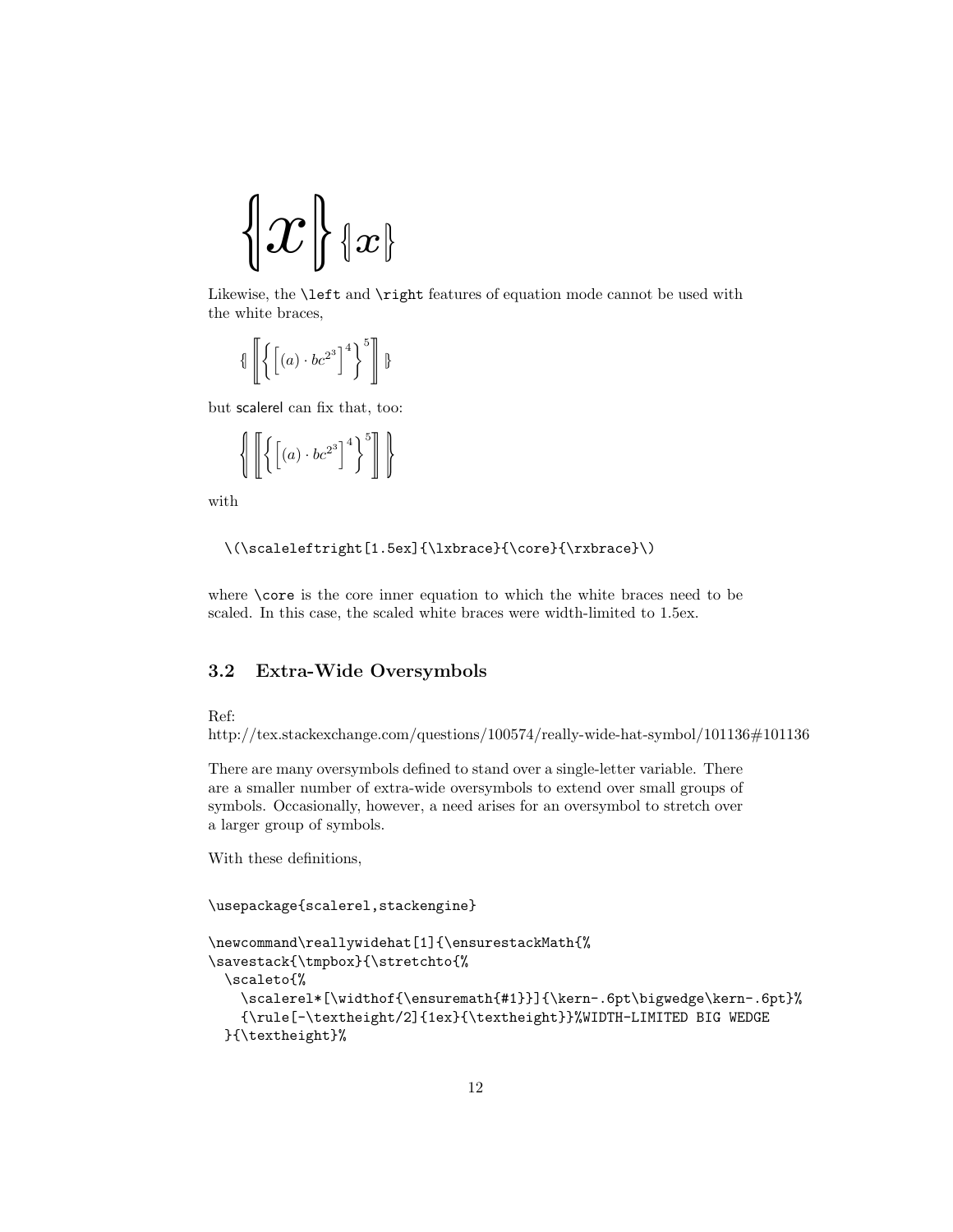$$\left\{\!\!\left| x \right|\!\!\right\} \{\!|x|\!\}$$

Likewise, the `\left` and `\right` features of equation mode cannot be used with the white braces,

$$\{\!| \left[\!\!\left[ \left\{ \left[ (a) \cdot bc^{2^3} \right]^4 \right\}^5 \right]\!\!\right] |\!\}$$

but scalerel can fix that, too:

$$\left\{\!\!\left| \left[\!\!\left[ \left\{ \left[ (a) \cdot bc^{2^3} \right]^4 \right\}^5 \right]\!\!\right] \right|\!\!\right\}$$

with

```
\(\scaleleftright[1.5ex]{\lxbrace}{\core}{\rxbrace}\)
```

where `\core` is the core inner equation to which the white braces need to be scaled. In this case, the scaled white braces were width-limited to 1.5ex.

### 3.2 Extra-Wide Oversymbols

Ref:
http://tex.stackexchange.com/questions/100574/really-wide-hat-symbol/101136#101136

There are many oversymbols defined to stand over a single-letter variable. There are a smaller number of extra-wide oversymbols to extend over small groups of symbols. Occasionally, however, a need arises for an oversymbol to stretch over a larger group of symbols.

With these definitions,

```
\usepackage{scalerel,stackengine}

\newcommand\reallywidehat[1]{\ensurestackMath{%
\savestack{\tmpbox}{\stretchto{%
  \scaleto{%
    \scalerel*[\widthof{\ensuremath{#1}}]{\kern-.6pt\bigwedge\kern-.6pt}%
    {\rule[-\textheight/2]{1ex}{\textheight}}%WIDTH-LIMITED BIG WEDGE
  }{\textheight}%
```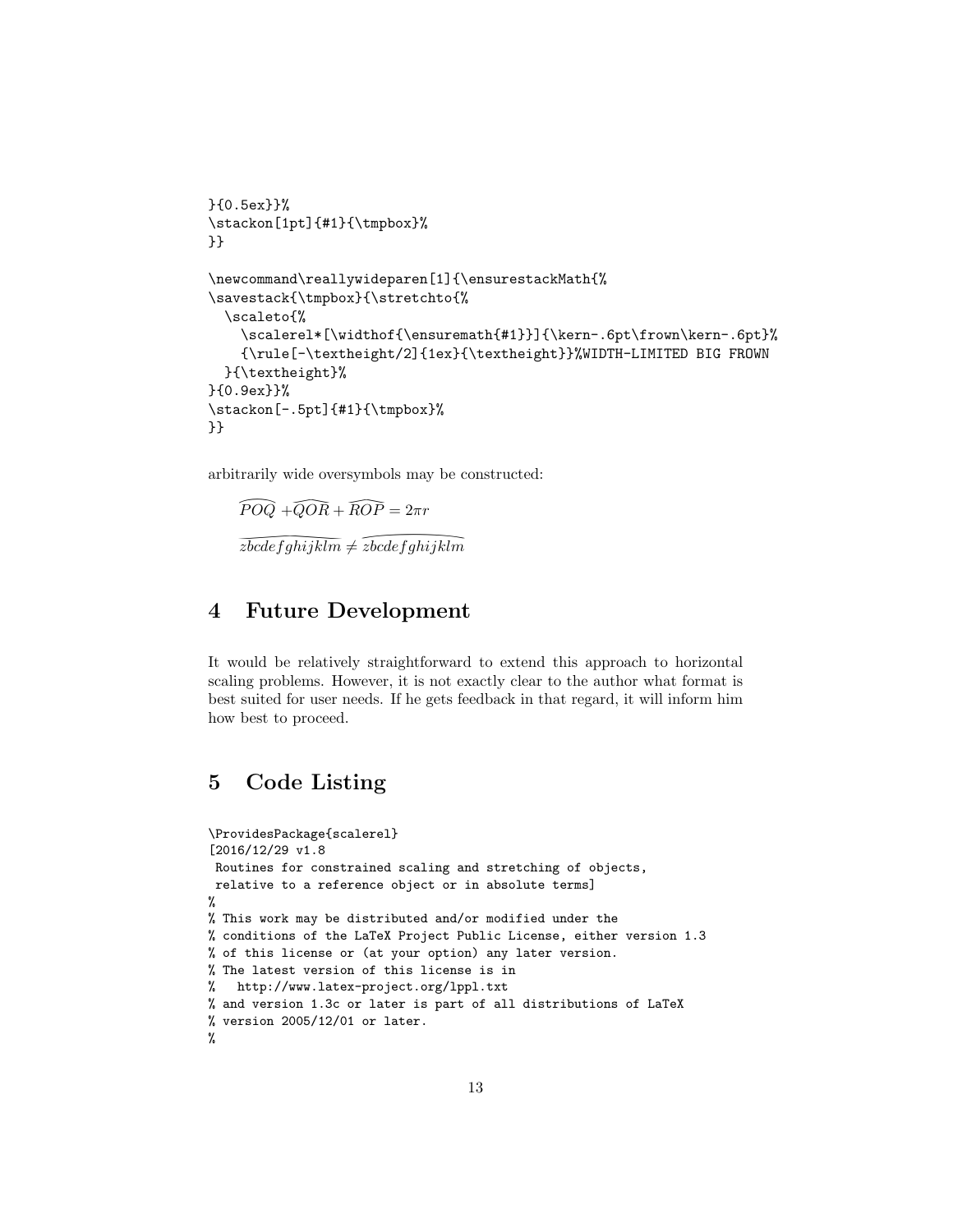```
}{0.5ex}}%
\stackon[1pt]{#1}{\tmpbox}%
}}

\newcommand\reallywideparen[1]{\ensurestackMath{%
\savestack{\tmpbox}{\stretchto{%
  \scaleto{%
    \scalerel*[\widthof{\ensuremath{#1}}]{\kern-.6pt\frown\kern-.6pt}%
    {\rule[-\textheight/2]{1ex}{\textheight}}%WIDTH-LIMITED BIG FROWN
  }{\textheight}%
}{0.9ex}}%
\stackon[-.5pt]{#1}{\tmpbox}%
}}
```

arbitrarily wide oversymbols may be constructed:

$\widehat{POQ} + \widehat{QOR} + \widehat{ROP} = 2\pi r$

$\widetilde{zbcdefghijklm} \neq \widehat{zbcdefghijklm}$

## 4 Future Development

It would be relatively straightforward to extend this approach to horizontal scaling problems. However, it is not exactly clear to the author what format is best suited for user needs. If he gets feedback in that regard, it will inform him how best to proceed.

## 5 Code Listing

```
\ProvidesPackage{scalerel}
[2016/12/29 v1.8
 Routines for constrained scaling and stretching of objects,
 relative to a reference object or in absolute terms]
%
% This work may be distributed and/or modified under the
% conditions of the LaTeX Project Public License, either version 1.3
% of this license or (at your option) any later version.
% The latest version of this license is in
%   http://www.latex-project.org/lppl.txt
% and version 1.3c or later is part of all distributions of LaTeX
% version 2005/12/01 or later.
%
```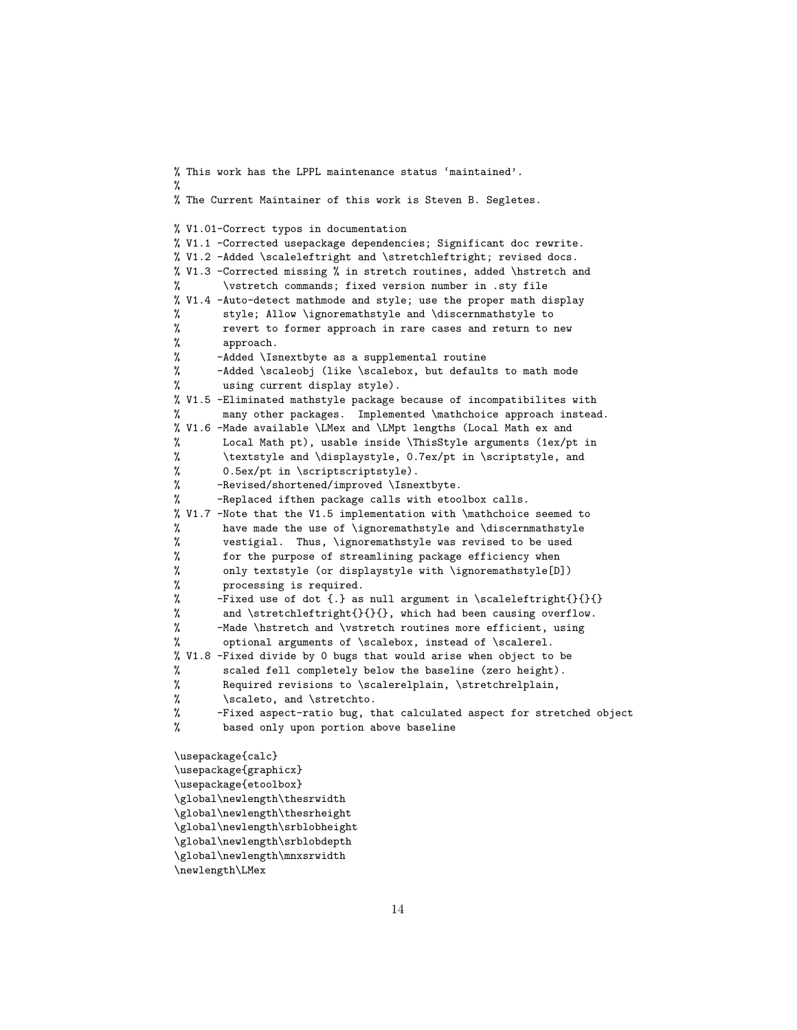```
% This work has the LPPL maintenance status ‘maintained’.
%
% The Current Maintainer of this work is Steven B. Segletes.

% V1.01-Correct typos in documentation
% V1.1 -Corrected usepackage dependencies; Significant doc rewrite.
% V1.2 -Added \scaleleftright and \stretchleftright; revised docs.
% V1.3 -Corrected missing % in stretch routines, added \hstretch and
%       \vstretch commands; fixed version number in .sty file
% V1.4 -Auto-detect mathmode and style; use the proper math display
%       style; Allow \ignoremathstyle and \discernmathstyle to
%       revert to former approach in rare cases and return to new
%       approach.
%      -Added \Isnextbyte as a supplemental routine
%      -Added \scaleobj (like \scalebox, but defaults to math mode
%       using current display style).
% V1.5 -Eliminated mathstyle package because of incompatibilites with
%       many other packages.  Implemented \mathchoice approach instead.
% V1.6 -Made available \LMex and \LMpt lengths (Local Math ex and
%       Local Math pt), usable inside \ThisStyle arguments (1ex/pt in
%       \textstyle and \displaystyle, 0.7ex/pt in \scriptstyle, and
%       0.5ex/pt in \scriptscriptstyle).
%      -Revised/shortened/improved \Isnextbyte.
%      -Replaced ifthen package calls with etoolbox calls.
% V1.7 -Note that the V1.5 implementation with \mathchoice seemed to
%       have made the use of \ignoremathstyle and \discernmathstyle
%       vestigial.  Thus, \ignoremathstyle was revised to be used
%       for the purpose of streamlining package efficiency when
%       only textstyle (or displaystyle with \ignoremathstyle[D])
%       processing is required.
%      -Fixed use of dot {.} as null argument in \scaleleftright{}{}{}
%       and \stretchleftright{}{}{}, which had been causing overflow.
%      -Made \hstretch and \vstretch routines more efficient, using
%       optional arguments of \scalebox, instead of \scalerel.
% V1.8 -Fixed divide by 0 bugs that would arise when object to be
%       scaled fell completely below the baseline (zero height).
%       Required revisions to \scalerelplain, \stretchrelplain,
%       \scaleto, and \stretchto.
%      -Fixed aspect-ratio bug, that calculated aspect for stretched object
%       based only upon portion above baseline

\usepackage{calc}
\usepackage{graphicx}
\usepackage{etoolbox}
\global\newlength\thesrwidth
\global\newlength\thesrheight
\global\newlength\srblobheight
\global\newlength\srblobdepth
\global\newlength\mnxsrwidth
\newlength\LMex
```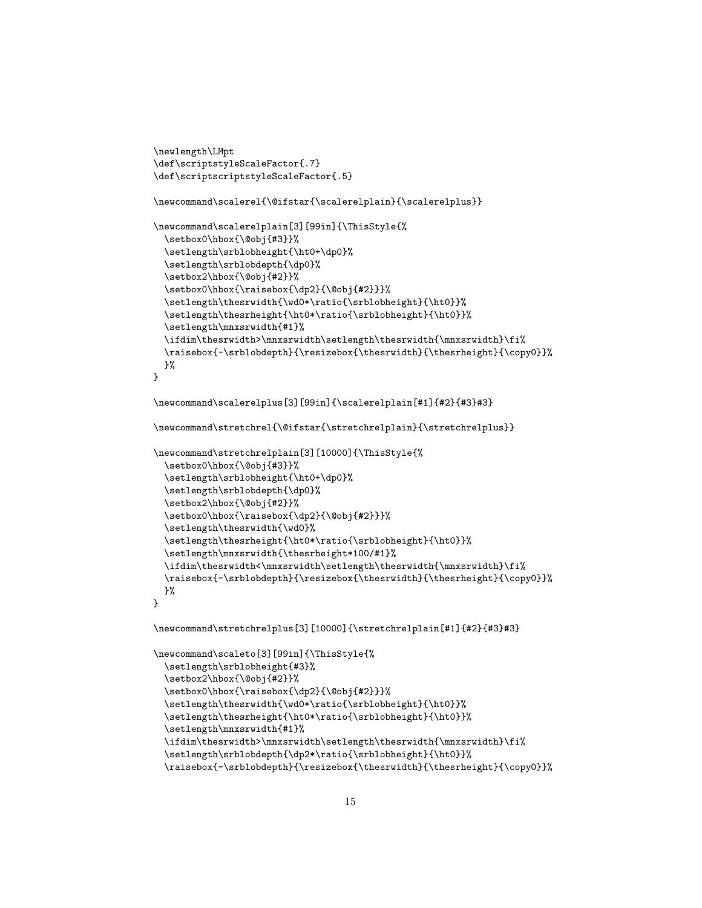```
\newlength\LMpt
\def\scriptstyleScaleFactor{.7}
\def\scriptscriptstyleScaleFactor{.5}

\newcommand\scalerel{\@ifstar{\scalerelplain}{\scalerelplus}}

\newcommand\scalerelplain[3][99in]{\ThisStyle{%
  \setbox0\hbox{\@obj{#3}}%
  \setlength\srblobheight{\ht0+\dp0}%
  \setlength\srblobdepth{\dp0}%
  \setbox2\hbox{\@obj{#2}}%
  \setbox0\hbox{\raisebox{\dp2}{\@obj{#2}}}%
  \setlength\thesrwidth{\wd0*\ratio{\srblobheight}{\ht0}}%
  \setlength\thesrheight{\ht0*\ratio{\srblobheight}{\ht0}}%
  \setlength\mnxsrwidth{#1}%
  \ifdim\thesrwidth>\mnxsrwidth\setlength\thesrwidth{\mnxsrwidth}\fi%
  \raisebox{-\srblobdepth}{\resizebox{\thesrwidth}{\thesrheight}{\copy0}}%
  }%
}

\newcommand\scalerelplus[3][99in]{\scalerelplain[#1]{#2}{#3}#3}

\newcommand\stretchrel{\@ifstar{\stretchrelplain}{\stretchrelplus}}

\newcommand\stretchrelplain[3][10000]{\ThisStyle{%
  \setbox0\hbox{\@obj{#3}}%
  \setlength\srblobheight{\ht0+\dp0}%
  \setlength\srblobdepth{\dp0}%
  \setbox2\hbox{\@obj{#2}}%
  \setbox0\hbox{\raisebox{\dp2}{\@obj{#2}}}%
  \setlength\thesrwidth{\wd0}%
  \setlength\thesrheight{\ht0*\ratio{\srblobheight}{\ht0}}%
  \setlength\mnxsrwidth{\thesrheight*100/#1}%
  \ifdim\thesrwidth<\mnxsrwidth\setlength\thesrwidth{\mnxsrwidth}\fi%
  \raisebox{-\srblobdepth}{\resizebox{\thesrwidth}{\thesrheight}{\copy0}}%
  }%
}

\newcommand\stretchrelplus[3][10000]{\stretchrelplain[#1]{#2}{#3}#3}

\newcommand\scaleto[3][99in]{\ThisStyle{%
  \setlength\srblobheight{#3}%
  \setbox2\hbox{\@obj{#2}}%
  \setbox0\hbox{\raisebox{\dp2}{\@obj{#2}}}%
  \setlength\thesrwidth{\wd0*\ratio{\srblobheight}{\ht0}}%
  \setlength\thesrheight{\ht0*\ratio{\srblobheight}{\ht0}}%
  \setlength\mnxsrwidth{#1}%
  \ifdim\thesrwidth>\mnxsrwidth\setlength\thesrwidth{\mnxsrwidth}\fi%
  \setlength\srblobdepth{\dp2*\ratio{\srblobheight}{\ht0}}%
  \raisebox{-\srblobdepth}{\resizebox{\thesrwidth}{\thesrheight}{\copy0}}%
```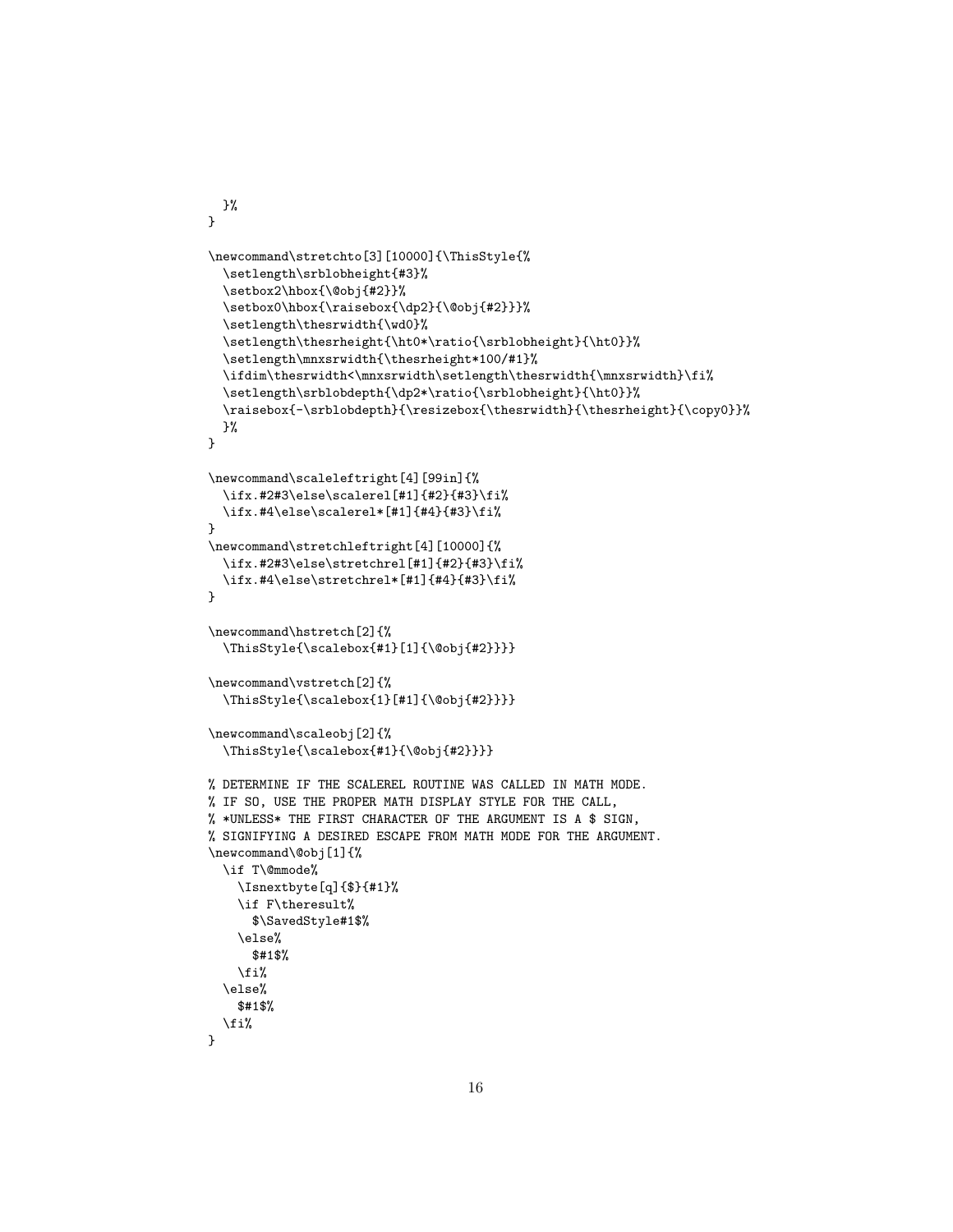```
  }%
}

\newcommand\stretchto[3][10000]{\ThisStyle{%
  \setlength\srblobheight{#3}%
  \setbox2\hbox{\@obj{#2}}%
  \setbox0\hbox{\raisebox{\dp2}{\@obj{#2}}}%
  \setlength\thesrwidth{\wd0}%
  \setlength\thesrheight{\ht0*\ratio{\srblobheight}{\ht0}}%
  \setlength\mnxsrwidth{\thesrheight*100/#1}%
  \ifdim\thesrwidth<\mnxsrwidth\setlength\thesrwidth{\mnxsrwidth}\fi%
  \setlength\srblobdepth{\dp2*\ratio{\srblobheight}{\ht0}}%
  \raisebox{-\srblobdepth}{\resizebox{\thesrwidth}{\thesrheight}{\copy0}}%
  }%
}

\newcommand\scaleleftright[4][99in]{%
  \ifx.#2#3\else\scalerel[#1]{#2}{#3}\fi%
  \ifx.#4\else\scalerel*[#1]{#4}{#3}\fi%
}
\newcommand\stretchleftright[4][10000]{%
  \ifx.#2#3\else\stretchrel[#1]{#2}{#3}\fi%
  \ifx.#4\else\stretchrel*[#1]{#4}{#3}\fi%
}

\newcommand\hstretch[2]{%
  \ThisStyle{\scalebox{#1}[1]{\@obj{#2}}}}

\newcommand\vstretch[2]{%
  \ThisStyle{\scalebox{1}[#1]{\@obj{#2}}}}

\newcommand\scaleobj[2]{%
  \ThisStyle{\scalebox{#1}{\@obj{#2}}}}

% DETERMINE IF THE SCALEREL ROUTINE WAS CALLED IN MATH MODE.
% IF SO, USE THE PROPER MATH DISPLAY STYLE FOR THE CALL,
% *UNLESS* THE FIRST CHARACTER OF THE ARGUMENT IS A $ SIGN,
% SIGNIFYING A DESIRED ESCAPE FROM MATH MODE FOR THE ARGUMENT.
\newcommand\@obj[1]{%
  \if T\@mmode%
    \Isnextbyte[q]{$}{#1}%
    \if F\theresult%
      $\SavedStyle#1$%
    \else%
      $#1$%
    \fi%
  \else%
    $#1$%
  \fi%
}
```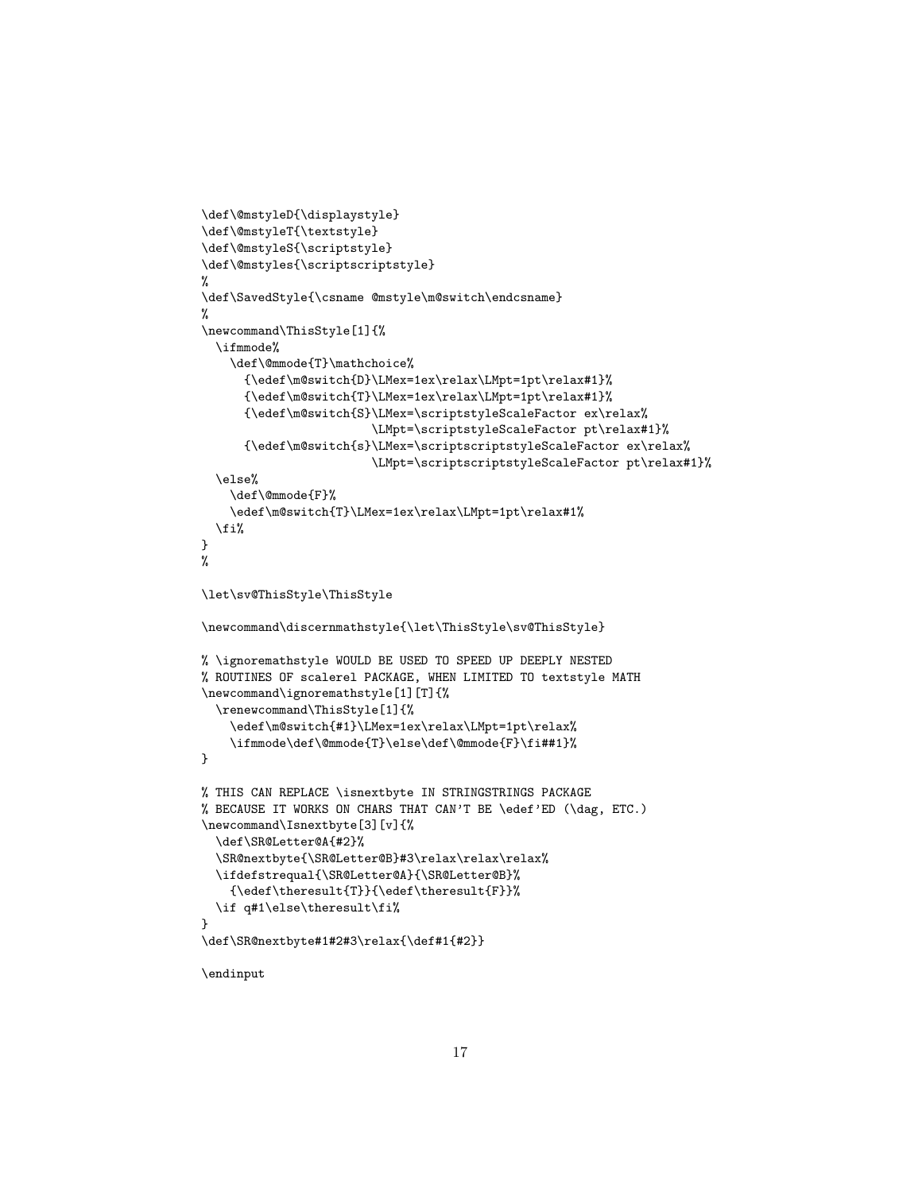```
\def\@mstyleD{\displaystyle}
\def\@mstyleT{\textstyle}
\def\@mstyleS{\scriptstyle}
\def\@mstyles{\scriptscriptstyle}
%
\def\SavedStyle{\csname @mstyle\m@switch\endcsname}
%
\newcommand\ThisStyle[1]{%
  \ifmmode%
    \def\@mmode{T}\mathchoice%
      {\edef\m@switch{D}\LMex=1ex\relax\LMpt=1pt\relax#1}%
      {\edef\m@switch{T}\LMex=1ex\relax\LMpt=1pt\relax#1}%
      {\edef\m@switch{S}\LMex=\scriptstyleScaleFactor ex\relax%
                        \LMpt=\scriptstyleScaleFactor pt\relax#1}%
      {\edef\m@switch{s}\LMex=\scriptscriptstyleScaleFactor ex\relax%
                        \LMpt=\scriptscriptstyleScaleFactor pt\relax#1}%
  \else%
    \def\@mmode{F}%
    \edef\m@switch{T}\LMex=1ex\relax\LMpt=1pt\relax#1%
  \fi%
}
%

\let\sv@ThisStyle\ThisStyle

\newcommand\discernmathstyle{\let\ThisStyle\sv@ThisStyle}

% \ignoremathstyle WOULD BE USED TO SPEED UP DEEPLY NESTED
% ROUTINES OF scalerel PACKAGE, WHEN LIMITED TO textstyle MATH
\newcommand\ignoremathstyle[1][T]{%
  \renewcommand\ThisStyle[1]{%
    \edef\m@switch{#1}\LMex=1ex\relax\LMpt=1pt\relax%
    \ifmmode\def\@mmode{T}\else\def\@mmode{F}\fi##1}%
}

% THIS CAN REPLACE \isnextbyte IN STRINGSTRINGS PACKAGE
% BECAUSE IT WORKS ON CHARS THAT CAN'T BE \edef'ED (\dag, ETC.)
\newcommand\Isnextbyte[3][v]{%
  \def\SR@Letter@A{#2}%
  \SR@nextbyte{\SR@Letter@B}#3\relax\relax\relax%
  \ifdefstrequal{\SR@Letter@A}{\SR@Letter@B}%
    {\edef\theresult{T}}{\edef\theresult{F}}%
  \if q#1\else\theresult\fi%
}
\def\SR@nextbyte#1#2#3\relax{\def#1{#2}}

\endinput
```